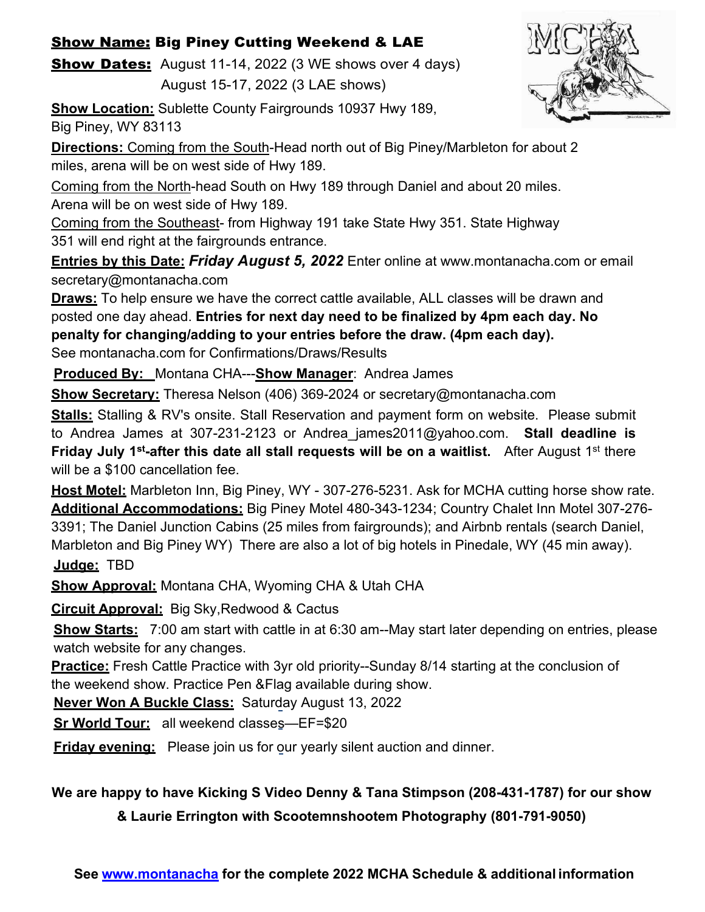**Show Name: Big Piney Cutting Weekend & LAE**

**Show Dates:** August 11-14, 2022 (3 WE shows over 4 days)
August 15-17, 2022 (3 LAE shows)

**Show Location:** Sublette County Fairgrounds 10937 Hwy 189, Big Piney, WY 83113

**Directions:** Coming from the South-Head north out of Big Piney/Marbleton for about 2 miles, arena will be on west side of Hwy 189.

Coming from the North-head South on Hwy 189 through Daniel and about 20 miles. Arena will be on west side of Hwy 189.

Coming from the Southeast- from Highway 191 take State Hwy 351. State Highway 351 will end right at the fairgrounds entrance.

**Entries by this Date:** ***Friday August 5, 2022*** Enter online at www.montanacha.com or email secretary@montanacha.com

**Draws:** To help ensure we have the correct cattle available, ALL classes will be drawn and posted one day ahead. **Entries for next day need to be finalized by 4pm each day. No penalty for changing/adding to your entries before the draw. (4pm each day).**
See montanacha.com for Confirmations/Draws/Results

**Produced By:** Montana CHA---**Show Manager**: Andrea James

**Show Secretary:** Theresa Nelson (406) 369-2024 or secretary@montanacha.com

**Stalls:** Stalling & RV's onsite. Stall Reservation and payment form on website. Please submit to Andrea James at 307-231-2123 or Andrea_james2011@yahoo.com. **Stall deadline is Friday July 1st-after this date all stall requests will be on a waitlist.** After August 1st there will be a $100 cancellation fee.

**Host Motel:** Marbleton Inn, Big Piney, WY - 307-276-5231. Ask for MCHA cutting horse show rate.
**Additional Accommodations:** Big Piney Motel 480-343-1234; Country Chalet Inn Motel 307-276-3391; The Daniel Junction Cabins (25 miles from fairgrounds); and Airbnb rentals (search Daniel, Marbleton and Big Piney WY) There are also a lot of big hotels in Pinedale, WY (45 min away).

**Judge:** TBD

**Show Approval:** Montana CHA, Wyoming CHA & Utah CHA

**Circuit Approval:** Big Sky,Redwood & Cactus

**Show Starts:** 7:00 am start with cattle in at 6:30 am--May start later depending on entries, please watch website for any changes.

**Practice:** Fresh Cattle Practice with 3yr old priority--Sunday 8/14 starting at the conclusion of the weekend show. Practice Pen &Flag available during show.

**Never Won A Buckle Class:** Saturday August 13, 2022

**Sr World Tour:** all weekend classes—EF=$20

**Friday evening:** Please join us for our yearly silent auction and dinner.

**We are happy to have Kicking S Video Denny & Tana Stimpson (208-431-1787) for our show & Laurie Errington with Scootemnshootem Photography (801-791-9050)**

**See [www.montanacha](www.montanacha) for the complete 2022 MCHA Schedule & additional information**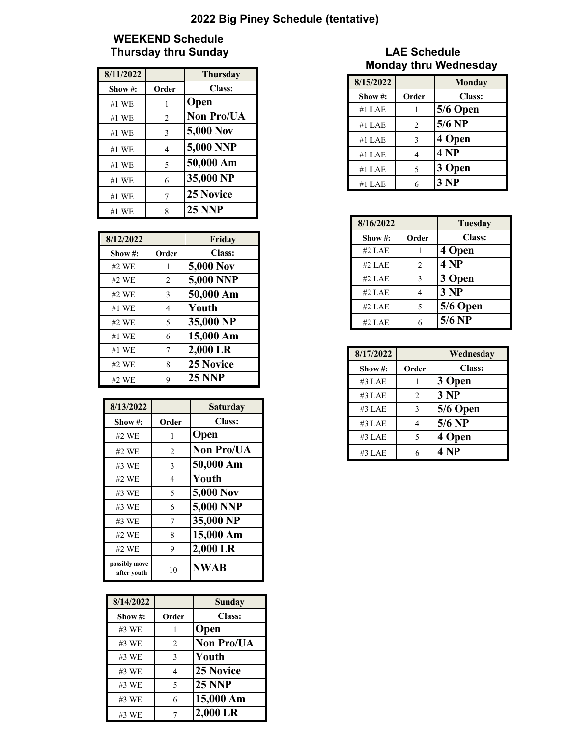# 2022 Big Piney Schedule (tentative)

## WEEKEND Schedule
### Thursday thru Sunday

| 8/11/2022 | | Thursday |
|---|---|---|
| **Show #:** | **Order** | **Class:** |
| #1 WE | 1 | **Open** |
| #1 WE | 2 | **Non Pro/UA** |
| #1 WE | 3 | **5,000 Nov** |
| #1 WE | 4 | **5,000 NNP** |
| #1 WE | 5 | **50,000 Am** |
| #1 WE | 6 | **35,000 NP** |
| #1 WE | 7 | **25 Novice** |
| #1 WE | 8 | **25 NNP** |

| 8/12/2022 | | Friday |
|---|---|---|
| **Show #:** | **Order** | **Class:** |
| #2 WE | 1 | **5,000 Nov** |
| #2 WE | 2 | **5,000 NNP** |
| #2 WE | 3 | **50,000 Am** |
| #1 WE | 4 | **Youth** |
| #2 WE | 5 | **35,000 NP** |
| #1 WE | 6 | **15,000 Am** |
| #1 WE | 7 | **2,000 LR** |
| #2 WE | 8 | **25 Novice** |
| #2 WE | 9 | **25 NNP** |

| 8/13/2022 | | Saturday |
|---|---|---|
| **Show #:** | **Order** | **Class:** |
| #2 WE | 1 | **Open** |
| #2 WE | 2 | **Non Pro/UA** |
| #3 WE | 3 | **50,000 Am** |
| #2 WE | 4 | **Youth** |
| #3 WE | 5 | **5,000 Nov** |
| #3 WE | 6 | **5,000 NNP** |
| #3 WE | 7 | **35,000 NP** |
| #2 WE | 8 | **15,000 Am** |
| #2 WE | 9 | **2,000 LR** |
| possibly move after youth | 10 | **NWAB** |

| 8/14/2022 | | Sunday |
|---|---|---|
| **Show #:** | **Order** | **Class:** |
| #3 WE | 1 | **Open** |
| #3 WE | 2 | **Non Pro/UA** |
| #3 WE | 3 | **Youth** |
| #3 WE | 4 | **25 Novice** |
| #3 WE | 5 | **25 NNP** |
| #3 WE | 6 | **15,000 Am** |
| #3 WE | 7 | **2,000 LR** |

## LAE Schedule
### Monday thru Wednesday

| 8/15/2022 | | Monday |
|---|---|---|
| **Show #:** | **Order** | **Class:** |
| #1 LAE | 1 | **5/6 Open** |
| #1 LAE | 2 | **5/6 NP** |
| #1 LAE | 3 | **4 Open** |
| #1 LAE | 4 | **4 NP** |
| #1 LAE | 5 | **3 Open** |
| #1 LAE | 6 | **3 NP** |

| 8/16/2022 | | Tuesday |
|---|---|---|
| **Show #:** | **Order** | **Class:** |
| #2 LAE | 1 | **4 Open** |
| #2 LAE | 2 | **4 NP** |
| #2 LAE | 3 | **3 Open** |
| #2 LAE | 4 | **3 NP** |
| #2 LAE | 5 | **5/6 Open** |
| #2 LAE | 6 | **5/6 NP** |

| 8/17/2022 | | Wednesday |
|---|---|---|
| **Show #:** | **Order** | **Class:** |
| #3 LAE | 1 | **3 Open** |
| #3 LAE | 2 | **3 NP** |
| #3 LAE | 3 | **5/6 Open** |
| #3 LAE | 4 | **5/6 NP** |
| #3 LAE | 5 | **4 Open** |
| #3 LAE | 6 | **4 NP** |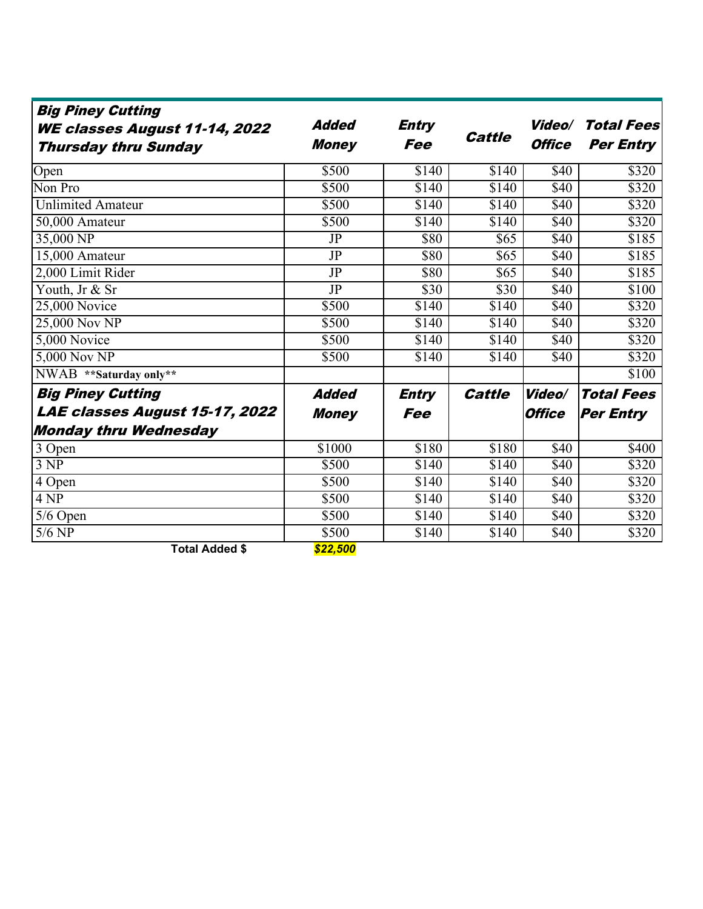| Big Piney Cutting<br>WE classes August 11-14, 2022<br>Thursday thru Sunday | Added Money | Entry Fee | Cattle | Video/ Office | Total Fees Per Entry |
|---|---|---|---|---|---|
| Open | $500 | $140 | $140 | $40 | $320 |
| Non Pro | $500 | $140 | $140 | $40 | $320 |
| Unlimited Amateur | $500 | $140 | $140 | $40 | $320 |
| 50,000 Amateur | $500 | $140 | $140 | $40 | $320 |
| 35,000 NP | JP | $80 | $65 | $40 | $185 |
| 15,000 Amateur | JP | $80 | $65 | $40 | $185 |
| 2,000 Limit Rider | JP | $80 | $65 | $40 | $185 |
| Youth, Jr & Sr | JP | $30 | $30 | $40 | $100 |
| 25,000 Novice | $500 | $140 | $140 | $40 | $320 |
| 25,000 Nov NP | $500 | $140 | $140 | $40 | $320 |
| 5,000 Novice | $500 | $140 | $140 | $40 | $320 |
| 5,000 Nov NP | $500 | $140 | $140 | $40 | $320 |
| NWAB **Saturday only** | | | | | $100 |
| **Big Piney Cutting<br>LAE classes August 15-17, 2022<br>Monday thru Wednesday** | **Added Money** | **Entry Fee** | **Cattle** | **Video/ Office** | **Total Fees Per Entry** |
| 3 Open | $1000 | $180 | $180 | $40 | $400 |
| 3 NP | $500 | $140 | $140 | $40 | $320 |
| 4 Open | $500 | $140 | $140 | $40 | $320 |
| 4 NP | $500 | $140 | $140 | $40 | $320 |
| 5/6 Open | $500 | $140 | $140 | $40 | $320 |
| 5/6 NP | $500 | $140 | $140 | $40 | $320 |
| **Total Added $** | ***$22,500*** | | | | |